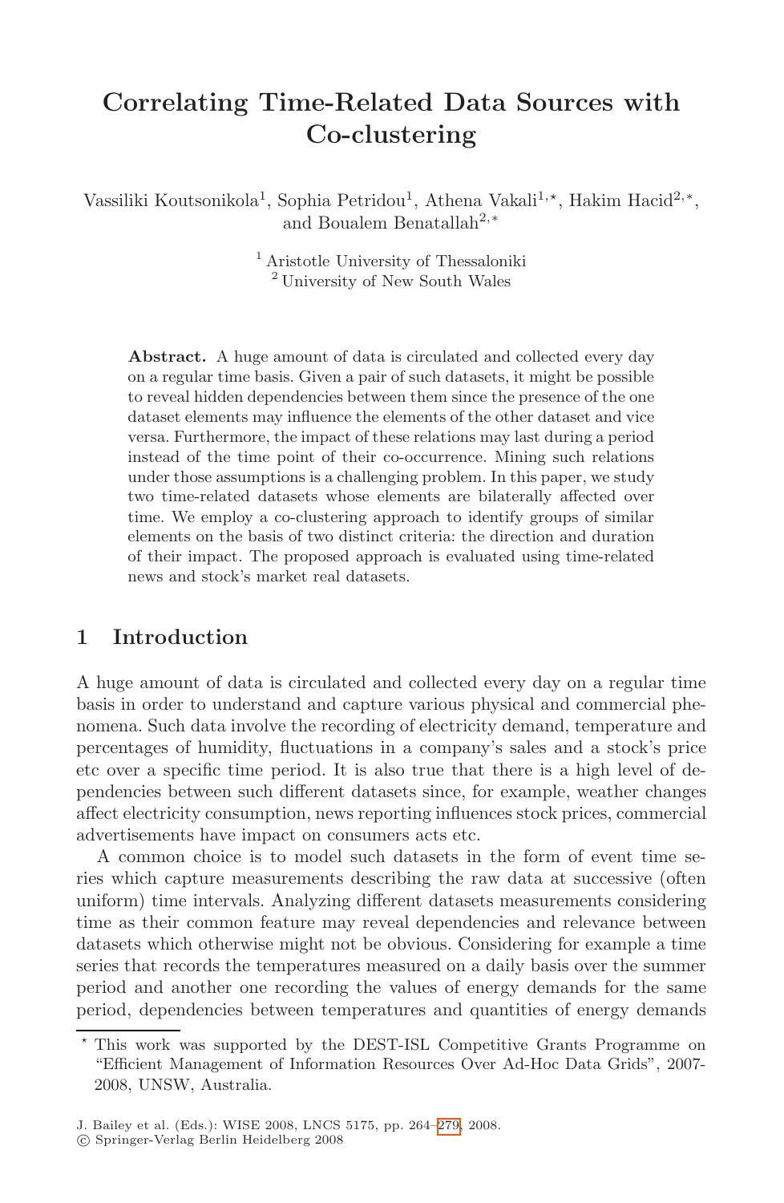# Correlating Time-Related Data Sources with Co-clustering

Vassiliki Koutsonikola[1], Sophia Petridou[1], Athena Vakali[1,⋆], Hakim Hacid[2,∗], and Boualem Benatallah[2,∗]

[1] Aristotle University of Thessaloniki
[2] University of New South Wales

**Abstract.** A huge amount of data is circulated and collected every day on a regular time basis. Given a pair of such datasets, it might be possible to reveal hidden dependencies between them since the presence of the one dataset elements may influence the elements of the other dataset and vice versa. Furthermore, the impact of these relations may last during a period instead of the time point of their co-occurrence. Mining such relations under those assumptions is a challenging problem. In this paper, we study two time-related datasets whose elements are bilaterally affected over time. We employ a co-clustering approach to identify groups of similar elements on the basis of two distinct criteria: the direction and duration of their impact. The proposed approach is evaluated using time-related news and stock's market real datasets.

## 1 Introduction

A huge amount of data is circulated and collected every day on a regular time basis in order to understand and capture various physical and commercial phenomena. Such data involve the recording of electricity demand, temperature and percentages of humidity, fluctuations in a company's sales and a stock's price etc over a specific time period. It is also true that there is a high level of dependencies between such different datasets since, for example, weather changes affect electricity consumption, news reporting influences stock prices, commercial advertisements have impact on consumers acts etc.

A common choice is to model such datasets in the form of event time series which capture measurements describing the raw data at successive (often uniform) time intervals. Analyzing different datasets measurements considering time as their common feature may reveal dependencies and relevance between datasets which otherwise might not be obvious. Considering for example a time series that records the temperatures measured on a daily basis over the summer period and another one recording the values of energy demands for the same period, dependencies between temperatures and quantities of energy demands

⋆ This work was supported by the DEST-ISL Competitive Grants Programme on "Efficient Management of Information Resources Over Ad-Hoc Data Grids", 2007-2008, UNSW, Australia.

J. Bailey et al. (Eds.): WISE 2008, LNCS 5175, pp. 264–279, 2008.
© Springer-Verlag Berlin Heidelberg 2008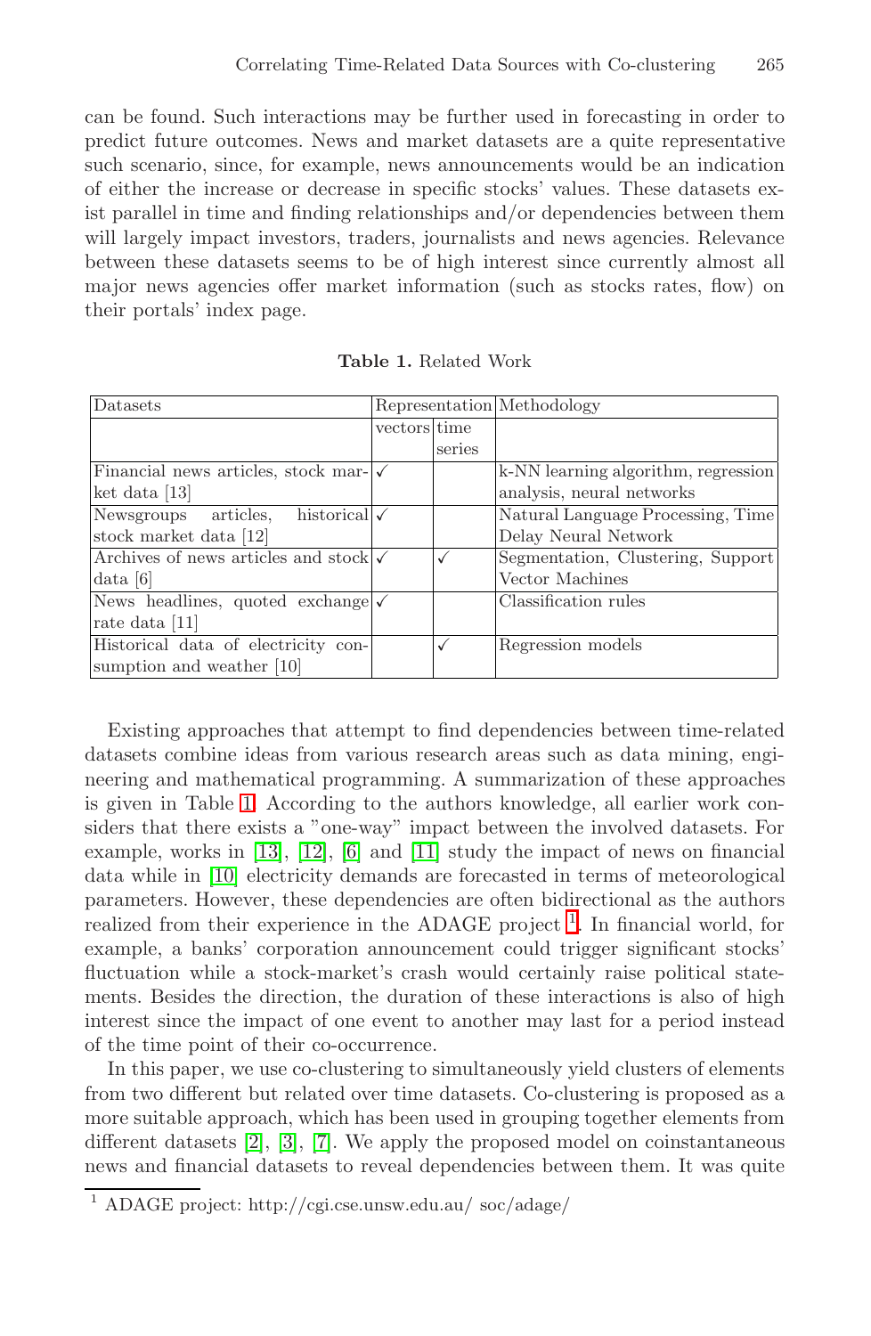can be found. Such interactions may be further used in forecasting in order to predict future outcomes. News and market datasets are a quite representative such scenario, since, for example, news announcements would be an indication of either the increase or decrease in specific stocks' values. These datasets exist parallel in time and finding relationships and/or dependencies between them will largely impact investors, traders, journalists and news agencies. Relevance between these datasets seems to be of high interest since currently almost all major news agencies offer market information (such as stocks rates, flow) on their portals' index page.

**Table 1.** Related Work

| Datasets | Representation | | Methodology |
|---|---|---|---|
| | vectors | time series | |
| Financial news articles, stock market data [13] | ✓ | | k-NN learning algorithm, regression analysis, neural networks |
| Newsgroups articles, historical stock market data [12] | ✓ | | Natural Language Processing, Time Delay Neural Network |
| Archives of news articles and stock data [6] | ✓ | ✓ | Segmentation, Clustering, Support Vector Machines |
| News headlines, quoted exchange rate data [11] | ✓ | | Classification rules |
| Historical data of electricity consumption and weather [10] | | ✓ | Regression models |

Existing approaches that attempt to find dependencies between time-related datasets combine ideas from various research areas such as data mining, engineering and mathematical programming. A summarization of these approaches is given in Table 1. According to the authors knowledge, all earlier work considers that there exists a "one-way" impact between the involved datasets. For example, works in [13], [12], [6] and [11] study the impact of news on financial data while in [10] electricity demands are forecasted in terms of meteorological parameters. However, these dependencies are often bidirectional as the authors realized from their experience in the ADAGE project [1]. In financial world, for example, a banks' corporation announcement could trigger significant stocks' fluctuation while a stock-market's crash would certainly raise political statements. Besides the direction, the duration of these interactions is also of high interest since the impact of one event to another may last for a period instead of the time point of their co-occurrence.

In this paper, we use co-clustering to simultaneously yield clusters of elements from two different but related over time datasets. Co-clustering is proposed as a more suitable approach, which has been used in grouping together elements from different datasets [2], [3], [7]. We apply the proposed model on coinstantaneous news and financial datasets to reveal dependencies between them. It was quite

[1] ADAGE project: http://cgi.cse.unsw.edu.au/ soc/adage/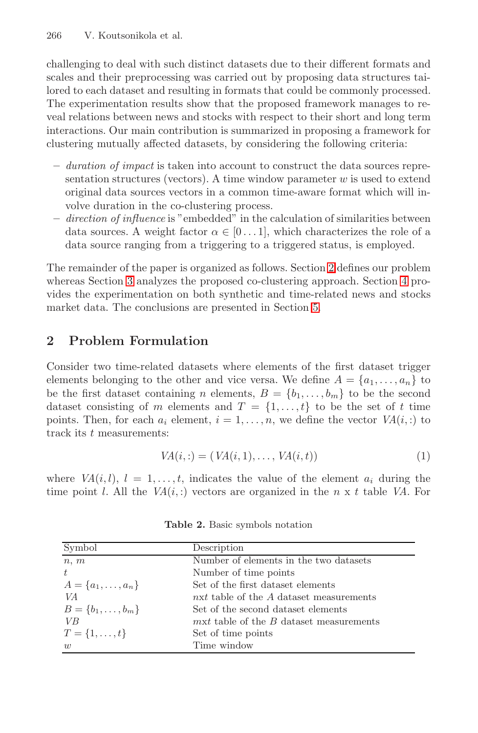challenging to deal with such distinct datasets due to their different formats and scales and their preprocessing was carried out by proposing data structures tailored to each dataset and resulting in formats that could be commonly processed. The experimentation results show that the proposed framework manages to reveal relations between news and stocks with respect to their short and long term interactions. Our main contribution is summarized in proposing a framework for clustering mutually affected datasets, by considering the following criteria:

– *duration of impact* is taken into account to construct the data sources representation structures (vectors). A time window parameter $w$ is used to extend original data sources vectors in a common time-aware format which will involve duration in the co-clustering process.
– *direction of influence* is "embedded" in the calculation of similarities between data sources. A weight factor $\alpha \in [0 \dots 1]$, which characterizes the role of a data source ranging from a triggering to a triggered status, is employed.

The remainder of the paper is organized as follows. Section 2 defines our problem whereas Section 3 analyzes the proposed co-clustering approach. Section 4 provides the experimentation on both synthetic and time-related news and stocks market data. The conclusions are presented in Section 5.

## 2 Problem Formulation

Consider two time-related datasets where elements of the first dataset trigger elements belonging to the other and vice versa. We define $A = \{a_1, \dots, a_n\}$ to be the first dataset containing $n$ elements, $B = \{b_1, \dots, b_m\}$ to be the second dataset consisting of $m$ elements and $T = \{1, \dots, t\}$ to be the set of $t$ time points. Then, for each $a_i$ element, $i = 1, \dots, n$, we define the vector $VA(i,:)$ to track its $t$ measurements:

$$VA(i,:) = (VA(i,1), \dots, VA(i,t)) \tag{1}$$

where $VA(i,l)$, $l = 1, \dots, t$, indicates the value of the element $a_i$ during the time point $l$. All the $VA(i,:)$ vectors are organized in the $n$ x $t$ table $VA$. For

**Table 2.** Basic symbols notation

| Symbol | Description |
|---|---|
| $n$, $m$ | Number of elements in the two datasets |
| $t$ | Number of time points |
| $A = \{a_1, \dots, a_n\}$ | Set of the first dataset elements |
| $VA$ | $nxt$ table of the $A$ dataset measurements |
| $B = \{b_1, \dots, b_m\}$ | Set of the second dataset elements |
| $VB$ | $mxt$ table of the $B$ dataset measurements |
| $T = \{1, \dots, t\}$ | Set of time points |
| $w$ | Time window |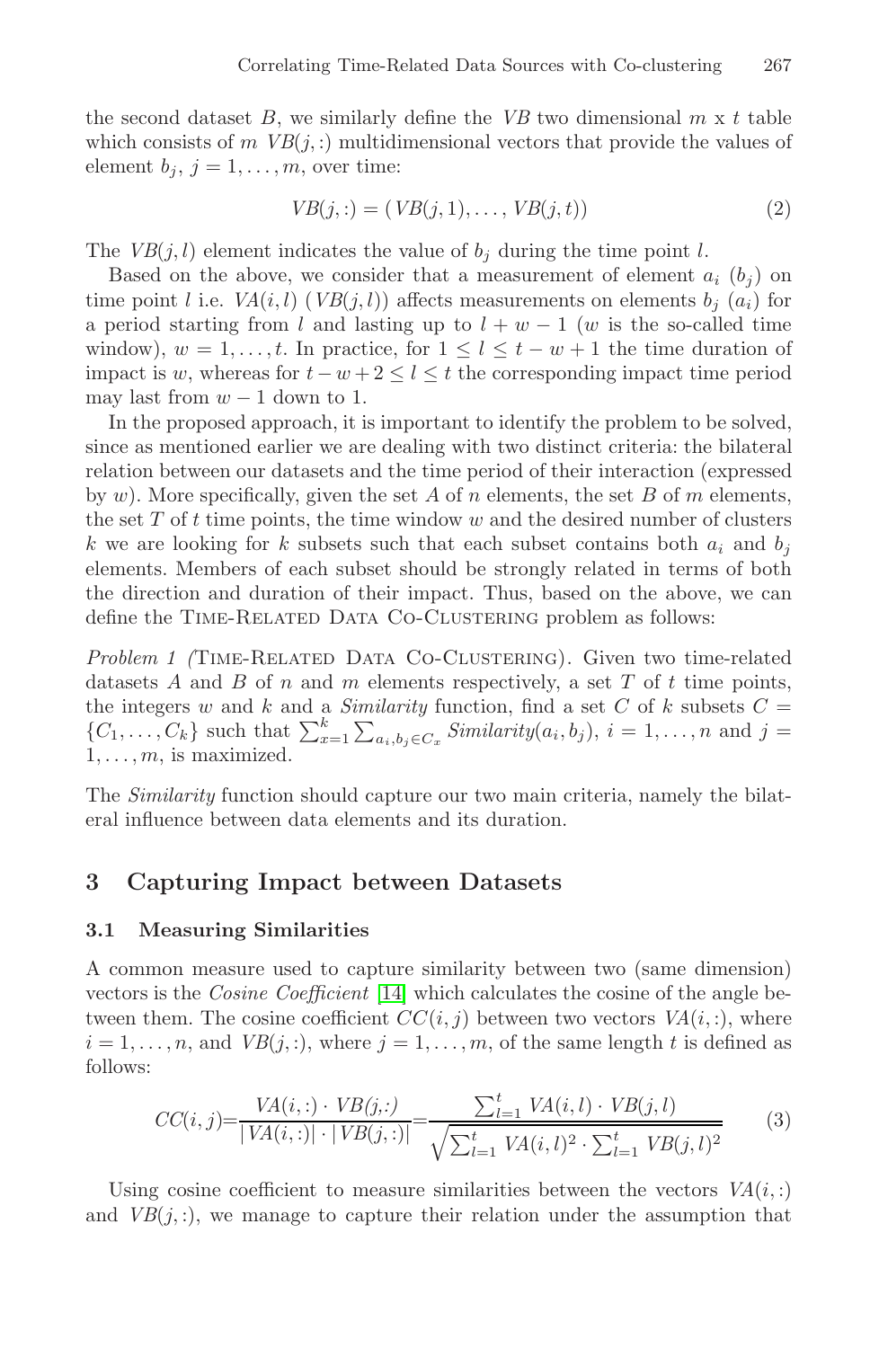the second dataset $B$, we similarly define the $VB$ two dimensional $m$ x $t$ table which consists of $m$ $VB(j,:)$ multidimensional vectors that provide the values of element $b_j$, $j = 1, \ldots, m$, over time:

$$VB(j,:) = (VB(j,1), \ldots, VB(j,t)) \tag{2}$$

The $VB(j,l)$ element indicates the value of $b_j$ during the time point $l$.

Based on the above, we consider that a measurement of element $a_i$ ($b_j$) on time point $l$ i.e. $VA(i,l)$ ($VB(j,l)$) affects measurements on elements $b_j$ ($a_i$) for a period starting from $l$ and lasting up to $l + w - 1$ ($w$ is the so-called time window), $w = 1, \ldots, t$. In practice, for $1 \leq l \leq t - w + 1$ the time duration of impact is $w$, whereas for $t - w + 2 \leq l \leq t$ the corresponding impact time period may last from $w - 1$ down to 1.

In the proposed approach, it is important to identify the problem to be solved, since as mentioned earlier we are dealing with two distinct criteria: the bilateral relation between our datasets and the time period of their interaction (expressed by $w$). More specifically, given the set $A$ of $n$ elements, the set $B$ of $m$ elements, the set $T$ of $t$ time points, the time window $w$ and the desired number of clusters $k$ we are looking for $k$ subsets such that each subset contains both $a_i$ and $b_j$ elements. Members of each subset should be strongly related in terms of both the direction and duration of their impact. Thus, based on the above, we can define the Time-Related Data Co-Clustering problem as follows:

*Problem 1 (*Time-Related Data Co-Clustering). Given two time-related datasets $A$ and $B$ of $n$ and $m$ elements respectively, a set $T$ of $t$ time points, the integers $w$ and $k$ and a *Similarity* function, find a set $C$ of $k$ subsets $C = \{C_1, \ldots, C_k\}$ such that $\sum_{x=1}^{k} \sum_{a_i, b_j \in C_x} Similarity(a_i, b_j)$, $i = 1, \ldots, n$ and $j = 1, \ldots, m$, is maximized.

The *Similarity* function should capture our two main criteria, namely the bilateral influence between data elements and its duration.

## 3 Capturing Impact between Datasets

### 3.1 Measuring Similarities

A common measure used to capture similarity between two (same dimension) vectors is the *Cosine Coefficient* [14] which calculates the cosine of the angle between them. The cosine coefficient $CC(i,j)$ between two vectors $VA(i,:)$, where $i = 1, \ldots, n$, and $VB(j,:)$, where $j = 1, \ldots, m$, of the same length $t$ is defined as follows:

$$CC(i,j) = \frac{VA(i,:) \cdot VB(j,:)}{|VA(i,:)| \cdot |VB(j,:)|} = \frac{\sum_{l=1}^{t} VA(i,l) \cdot VB(j,l)}{\sqrt{\sum_{l=1}^{t} VA(i,l)^2 \cdot \sum_{l=1}^{t} VB(j,l)^2}} \tag{3}$$

Using cosine coefficient to measure similarities between the vectors $VA(i,:)$ and $VB(j,:)$, we manage to capture their relation under the assumption that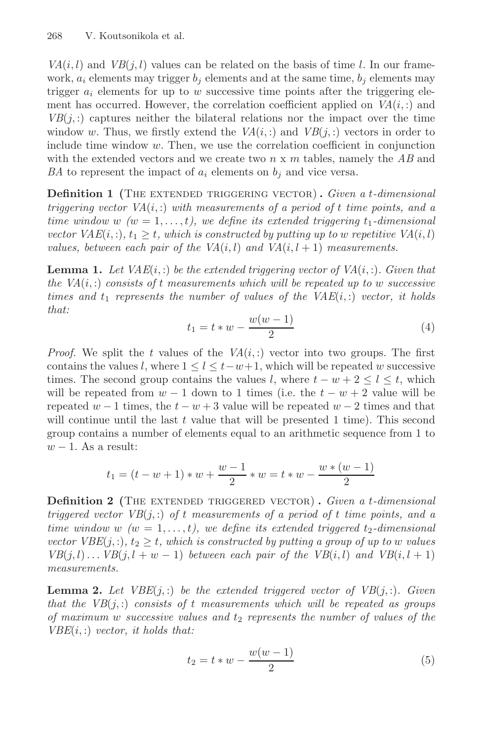$VA(i,l)$ and $VB(j,l)$ values can be related on the basis of time $l$. In our framework, $a_i$ elements may trigger $b_j$ elements and at the same time, $b_j$ elements may trigger $a_i$ elements for up to $w$ successive time points after the triggering element has occurred. However, the correlation coefficient applied on $VA(i,:)$ and $VB(j,:)$ captures neither the bilateral relations nor the impact over the time window $w$. Thus, we firstly extend the $VA(i,:)$ and $VB(j,:)$ vectors in order to include time window $w$. Then, we use the correlation coefficient in conjunction with the extended vectors and we create two $n$ x $m$ tables, namely the $AB$ and $BA$ to represent the impact of $a_i$ elements on $b_j$ and vice versa.

**Definition 1 (The extended triggering vector).** *Given a $t$-dimensional triggering vector $VA(i,:)$ with measurements of a period of $t$ time points, and a time window $w$ ($w = 1, \ldots, t$), we define its extended triggering $t_1$-dimensional vector $VAE(i,:)$, $t_1 \geq t$, which is constructed by putting up to $w$ repetitive $VA(i,l)$ values, between each pair of the $VA(i,l)$ and $VA(i,l+1)$ measurements.*

**Lemma 1.** *Let $VAE(i,:)$ be the extended triggering vector of $VA(i,:)$. Given that the $VA(i,:)$ consists of $t$ measurements which will be repeated up to $w$ successive times and $t_1$ represents the number of values of the $VAE(i,:)$ vector, it holds that:*

$$t_1 = t * w - \frac{w(w-1)}{2} \tag{4}$$

*Proof.* We split the $t$ values of the $VA(i,:)$ vector into two groups. The first contains the values $l$, where $1 \leq l \leq t-w+1$, which will be repeated $w$ successive times. The second group contains the values $l$, where $t-w+2 \leq l \leq t$, which will be repeated from $w-1$ down to 1 times (i.e. the $t-w+2$ value will be repeated $w-1$ times, the $t-w+3$ value will be repeated $w-2$ times and that will continue until the last $t$ value that will be presented 1 time). This second group contains a number of elements equal to an arithmetic sequence from 1 to $w-1$. As a result:

$$t_1 = (t-w+1) * w + \frac{w-1}{2} * w = t * w - \frac{w * (w-1)}{2}$$

**Definition 2 (The extended triggered vector).** *Given a $t$-dimensional triggered vector $VB(j,:)$ of $t$ measurements of a period of $t$ time points, and a time window $w$ ($w = 1, \ldots, t$), we define its extended triggered $t_2$-dimensional vector $VBE(j,:)$, $t_2 \geq t$, which is constructed by putting a group of up to $w$ values $VB(j,l) \ldots VB(j,l+w-1)$ between each pair of the $VB(i,l)$ and $VB(i,l+1)$ measurements.*

**Lemma 2.** *Let $VBE(j,:)$ be the extended triggered vector of $VB(j,:)$. Given that the $VB(j,:)$ consists of $t$ measurements which will be repeated as groups of maximum $w$ successive values and $t_2$ represents the number of values of the $VBE(i,:)$ vector, it holds that:*

$$t_2 = t * w - \frac{w(w-1)}{2} \tag{5}$$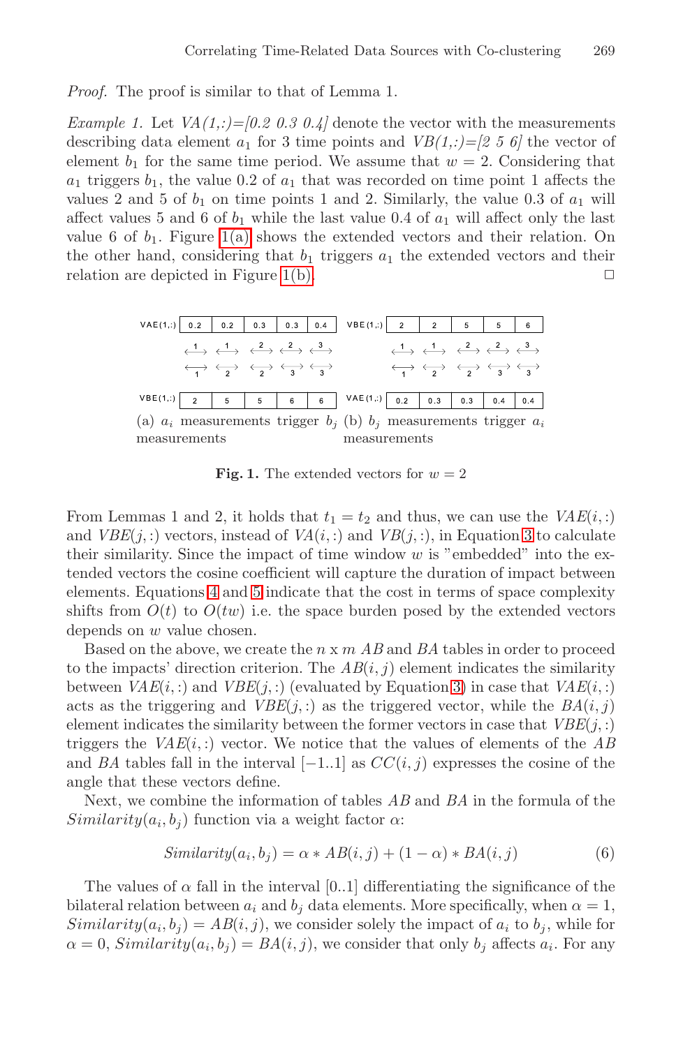*Proof.* The proof is similar to that of Lemma 1.

*Example 1.* Let *VA(1,:)=[0.2 0.3 0.4]* denote the vector with the measurements describing data element $a_1$ for 3 time points and *VB(1,:)=[2 5 6]* the vector of element $b_1$ for the same time period. We assume that $w = 2$. Considering that $a_1$ triggers $b_1$, the value 0.2 of $a_1$ that was recorded on time point 1 affects the values 2 and 5 of $b_1$ on time points 1 and 2. Similarly, the value 0.3 of $a_1$ will affect values 5 and 6 of $b_1$ while the last value 0.4 of $a_1$ will affect only the last value 6 of $b_1$. Figure 1(a) shows the extended vectors and their relation. On the other hand, considering that $b_1$ triggers $a_1$ the extended vectors and their relation are depicted in Figure 1(b). □

| VAE(1,:) | 0.2 | 0.2 | 0.3 | 0.3 | 0.4 |
|---|---|---|---|---|---|
| | 1 | 1 | 2 | 2 | 3 |
| | 1 | 2 | 2 | 3 | 3 |
| VBE(1,:) | 2 | 5 | 5 | 6 | 6 |

(a) $a_i$ measurements trigger $b_j$ measurements

| VBE(1,:) | 2 | 2 | 5 | 5 | 6 |
|---|---|---|---|---|---|
| | 1 | 1 | 2 | 2 | 3 |
| | 1 | 2 | 2 | 3 | 3 |
| VAE(1,:) | 0.2 | 0.3 | 0.3 | 0.4 | 0.4 |

(b) $b_j$ measurements trigger $a_i$ measurements

**Fig. 1.** The extended vectors for $w = 2$

From Lemmas 1 and 2, it holds that $t_1 = t_2$ and thus, we can use the $VAE(i,:)$ and $VBE(j,:)$ vectors, instead of $VA(i,:)$ and $VB(j,:)$, in Equation 3 to calculate their similarity. Since the impact of time window $w$ is "embedded" into the extended vectors the cosine coefficient will capture the duration of impact between elements. Equations 4 and 5 indicate that the cost in terms of space complexity shifts from $O(t)$ to $O(tw)$ i.e. the space burden posed by the extended vectors depends on $w$ value chosen.

Based on the above, we create the $n$ x $m$ $AB$ and $BA$ tables in order to proceed to the impacts' direction criterion. The $AB(i,j)$ element indicates the similarity between $VAE(i,:)$ and $VBE(j,:)$ (evaluated by Equation 3) in case that $VAE(i,:)$ acts as the triggering and $VBE(j,:)$ as the triggered vector, while the $BA(i,j)$ element indicates the similarity between the former vectors in case that $VBE(j,:)$ triggers the $VAE(i,:)$ vector. We notice that the values of elements of the $AB$ and $BA$ tables fall in the interval $[-1..1]$ as $CC(i,j)$ expresses the cosine of the angle that these vectors define.

Next, we combine the information of tables $AB$ and $BA$ in the formula of the $Similarity(a_i, b_j)$ function via a weight factor $\alpha$:

$$Similarity(a_i, b_j) = \alpha * AB(i,j) + (1 - \alpha) * BA(i,j) \quad (6)$$

The values of $\alpha$ fall in the interval $[0..1]$ differentiating the significance of the bilateral relation between $a_i$ and $b_j$ data elements. More specifically, when $\alpha = 1$, $Similarity(a_i, b_j) = AB(i,j)$, we consider solely the impact of $a_i$ to $b_j$, while for $\alpha = 0$, $Similarity(a_i, b_j) = BA(i,j)$, we consider that only $b_j$ affects $a_i$. For any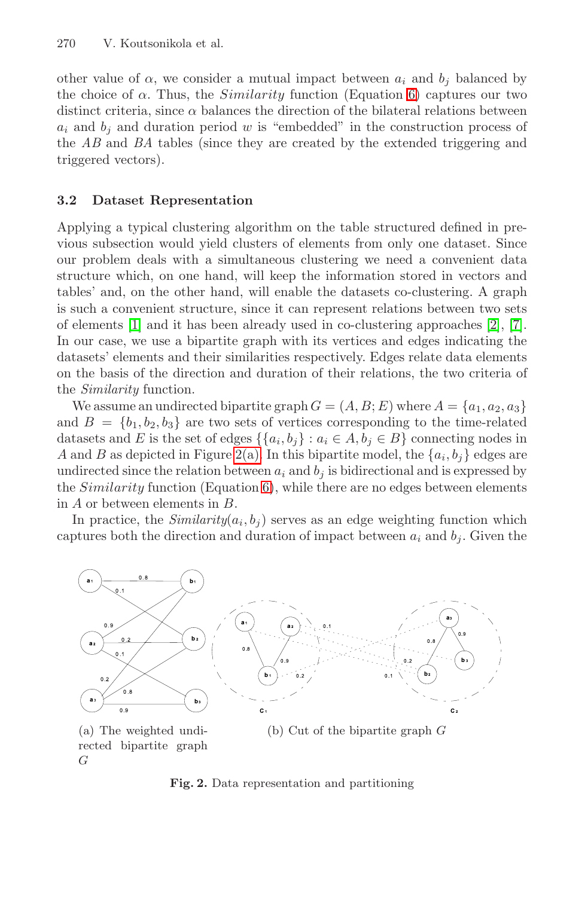other value of $\alpha$, we consider a mutual impact between $a_i$ and $b_j$ balanced by the choice of $\alpha$. Thus, the *Similarity* function (Equation 6) captures our two distinct criteria, since $\alpha$ balances the direction of the bilateral relations between $a_i$ and $b_j$ and duration period $w$ is "embedded" in the construction process of the $AB$ and $BA$ tables (since they are created by the extended triggering and triggered vectors).

### 3.2 Dataset Representation

Applying a typical clustering algorithm on the table structured defined in previous subsection would yield clusters of elements from only one dataset. Since our problem deals with a simultaneous clustering we need a convenient data structure which, on one hand, will keep the information stored in vectors and tables' and, on the other hand, will enable the datasets co-clustering. A graph is such a convenient structure, since it can represent relations between two sets of elements [1] and it has been already used in co-clustering approaches [2], [7]. In our case, we use a bipartite graph with its vertices and edges indicating the datasets' elements and their similarities respectively. Edges relate data elements on the basis of the direction and duration of their relations, the two criteria of the *Similarity* function.

We assume an undirected bipartite graph $G = (A, B; E)$ where $A = \{a_1, a_2, a_3\}$ and $B = \{b_1, b_2, b_3\}$ are two sets of vertices corresponding to the time-related datasets and $E$ is the set of edges $\{\{a_i, b_j\} : a_i \in A, b_j \in B\}$ connecting nodes in $A$ and $B$ as depicted in Figure 2(a). In this bipartite model, the $\{a_i, b_j\}$ edges are undirected since the relation between $a_i$ and $b_j$ is bidirectional and is expressed by the *Similarity* function (Equation 6), while there are no edges between elements in $A$ or between elements in $B$.

In practice, the *Similarity*$(a_i, b_j)$ serves as an edge weighting function which captures both the direction and duration of impact between $a_i$ and $b_j$. Given the

(a) The weighted undirected bipartite graph $G$

(b) Cut of the bipartite graph $G$

**Fig. 2.** Data representation and partitioning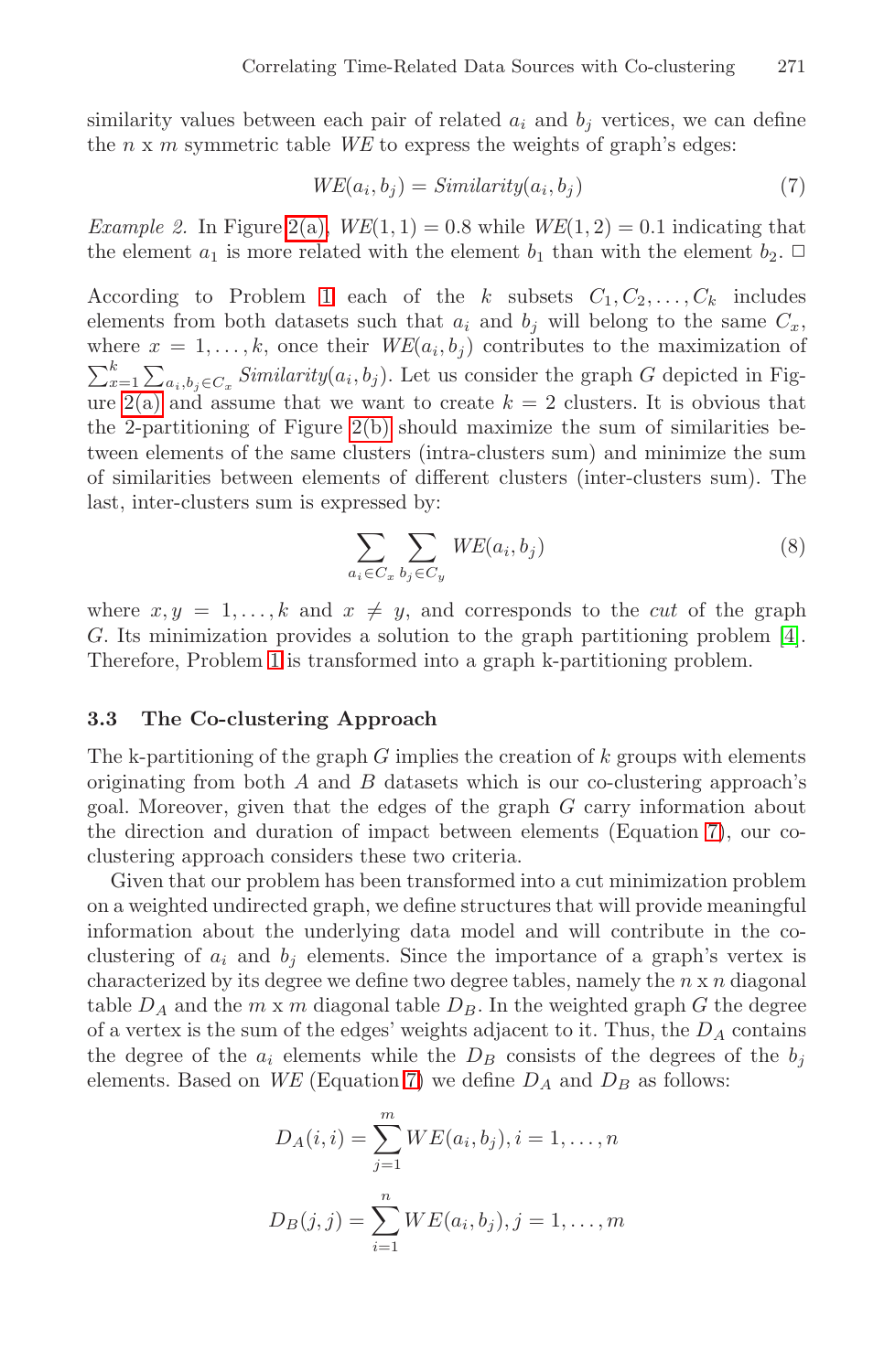similarity values between each pair of related $a_i$ and $b_j$ vertices, we can define the $n$ x $m$ symmetric table $WE$ to express the weights of graph's edges:

$$WE(a_i, b_j) = Similarity(a_i, b_j) \tag{7}$$

*Example 2.* In Figure 2(a), $WE(1, 1) = 0.8$ while $WE(1, 2) = 0.1$ indicating that the element $a_1$ is more related with the element $b_1$ than with the element $b_2$. □

According to Problem 1 each of the $k$ subsets $C_1, C_2, \ldots, C_k$ includes elements from both datasets such that $a_i$ and $b_j$ will belong to the same $C_x$, where $x = 1, \ldots, k$, once their $WE(a_i, b_j)$ contributes to the maximization of $\sum_{x=1}^{k} \sum_{a_i, b_j \in C_x} Similarity(a_i, b_j)$. Let us consider the graph $G$ depicted in Figure 2(a) and assume that we want to create $k = 2$ clusters. It is obvious that the 2-partitioning of Figure 2(b) should maximize the sum of similarities between elements of the same clusters (intra-clusters sum) and minimize the sum of similarities between elements of different clusters (inter-clusters sum). The last, inter-clusters sum is expressed by:

$$\sum_{a_i \in C_x} \sum_{b_j \in C_y} WE(a_i, b_j) \tag{8}$$

where $x, y = 1, \ldots, k$ and $x \neq y$, and corresponds to the *cut* of the graph $G$. Its minimization provides a solution to the graph partitioning problem [4]. Therefore, Problem 1 is transformed into a graph k-partitioning problem.

### 3.3 The Co-clustering Approach

The k-partitioning of the graph $G$ implies the creation of $k$ groups with elements originating from both $A$ and $B$ datasets which is our co-clustering approach's goal. Moreover, given that the edges of the graph $G$ carry information about the direction and duration of impact between elements (Equation 7), our co-clustering approach considers these two criteria.

Given that our problem has been transformed into a cut minimization problem on a weighted undirected graph, we define structures that will provide meaningful information about the underlying data model and will contribute in the co-clustering of $a_i$ and $b_j$ elements. Since the importance of a graph's vertex is characterized by its degree we define two degree tables, namely the $n$ x $n$ diagonal table $D_A$ and the $m$ x $m$ diagonal table $D_B$. In the weighted graph $G$ the degree of a vertex is the sum of the edges' weights adjacent to it. Thus, the $D_A$ contains the degree of the $a_i$ elements while the $D_B$ consists of the degrees of the $b_j$ elements. Based on $WE$ (Equation 7) we define $D_A$ and $D_B$ as follows:

$$D_A(i, i) = \sum_{j=1}^{m} WE(a_i, b_j), i = 1, \ldots, n$$

$$D_B(j, j) = \sum_{i=1}^{n} WE(a_i, b_j), j = 1, \ldots, m$$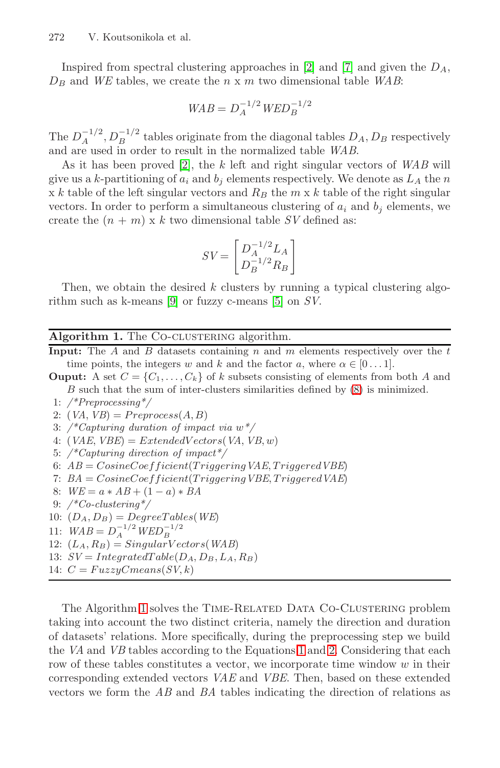Inspired from spectral clustering approaches in [2] and [7] and given the $D_A$, $D_B$ and $WE$ tables, we create the $n$ x $m$ two dimensional table $WAB$:

$$WAB = D_A^{-1/2} \, WE D_B^{-1/2}$$

The $D_A^{-1/2}$, $D_B^{-1/2}$ tables originate from the diagonal tables $D_A$, $D_B$ respectively and are used in order to result in the normalized table $WAB$.

As it has been proved [2], the $k$ left and right singular vectors of $WAB$ will give us a $k$-partitioning of $a_i$ and $b_j$ elements respectively. We denote as $L_A$ the $n$ x $k$ table of the left singular vectors and $R_B$ the $m$ x $k$ table of the right singular vectors. In order to perform a simultaneous clustering of $a_i$ and $b_j$ elements, we create the $(n + m)$ x $k$ two dimensional table $SV$ defined as:

$$SV = \begin{bmatrix} D_A^{-1/2} L_A \\ D_B^{-1/2} R_B \end{bmatrix}$$

Then, we obtain the desired $k$ clusters by running a typical clustering algorithm such as k-means [9] or fuzzy c-means [5] on $SV$.

**Algorithm 1.** The Co-clustering algorithm.

**Input:** The $A$ and $B$ datasets containing $n$ and $m$ elements respectively over the $t$ time points, the integers $w$ and $k$ and the factor $a$, where $\alpha \in [0 \dots 1]$.

**Ouput:** A set $C = \{C_1, \dots, C_k\}$ of $k$ subsets consisting of elements from both $A$ and $B$ such that the sum of inter-clusters similarities defined by (8) is minimized.

1: /\*Preprocessing\*/
2: $(VA, VB) = Preprocess(A, B)$
3: /\*Capturing duration of impact via $w$\*/
4: $(VAE, VBE) = ExtendedVectors(VA, VB, w)$
5: /\*Capturing direction of impact\*/
6: $AB = CosineCoefficient(TriggeringVAE, TriggeredVBE)$
7: $BA = CosineCoefficient(TriggeringVBE, TriggeredVAE)$
8: $WE = a * AB + (1 - a) * BA$
9: /\*Co-clustering\*/
10: $(D_A, D_B) = DegreeTables(WE)$
11: $WAB = D_A^{-1/2} \, WE D_B^{-1/2}$
12: $(L_A, R_B) = SingularVectors(WAB)$
13: $SV = IntegratedTable(D_A, D_B, L_A, R_B)$
14: $C = FuzzyCmeans(SV, k)$

The Algorithm 1 solves the Time-Related Data Co-Clustering problem taking into account the two distinct criteria, namely the direction and duration of datasets' relations. More specifically, during the preprocessing step we build the $VA$ and $VB$ tables according to the Equations 1 and 2. Considering that each row of these tables constitutes a vector, we incorporate time window $w$ in their corresponding extended vectors $VAE$ and $VBE$. Then, based on these extended vectors we form the $AB$ and $BA$ tables indicating the direction of relations as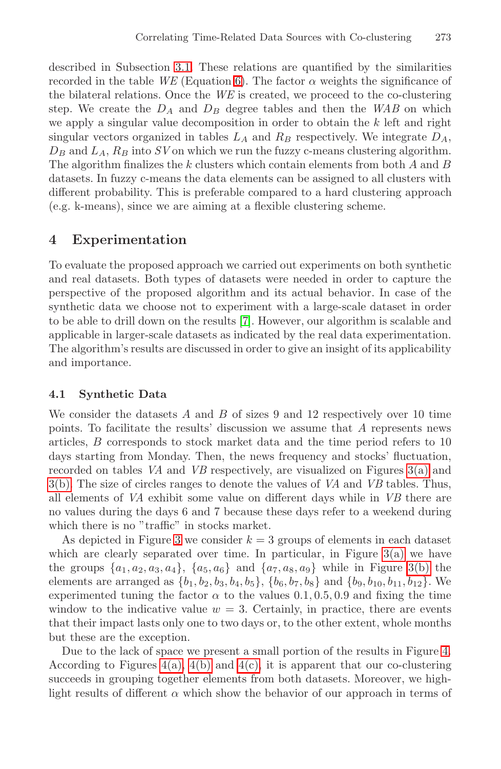described in Subsection 3.1. These relations are quantified by the similarities recorded in the table $WE$ (Equation 6). The factor $\alpha$ weights the significance of the bilateral relations. Once the $WE$ is created, we proceed to the co-clustering step. We create the $D_A$ and $D_B$ degree tables and then the $WAB$ on which we apply a singular value decomposition in order to obtain the $k$ left and right singular vectors organized in tables $L_A$ and $R_B$ respectively. We integrate $D_A$, $D_B$ and $L_A$, $R_B$ into $SV$ on which we run the fuzzy c-means clustering algorithm. The algorithm finalizes the $k$ clusters which contain elements from both $A$ and $B$ datasets. In fuzzy c-means the data elements can be assigned to all clusters with different probability. This is preferable compared to a hard clustering approach (e.g. k-means), since we are aiming at a flexible clustering scheme.

## 4 Experimentation

To evaluate the proposed approach we carried out experiments on both synthetic and real datasets. Both types of datasets were needed in order to capture the perspective of the proposed algorithm and its actual behavior. In case of the synthetic data we choose not to experiment with a large-scale dataset in order to be able to drill down on the results [7]. However, our algorithm is scalable and applicable in larger-scale datasets as indicated by the real data experimentation. The algorithm's results are discussed in order to give an insight of its applicability and importance.

### 4.1 Synthetic Data

We consider the datasets $A$ and $B$ of sizes 9 and 12 respectively over 10 time points. To facilitate the results' discussion we assume that $A$ represents news articles, $B$ corresponds to stock market data and the time period refers to 10 days starting from Monday. Then, the news frequency and stocks' fluctuation, recorded on tables $VA$ and $VB$ respectively, are visualized on Figures 3(a) and 3(b). The size of circles ranges to denote the values of $VA$ and $VB$ tables. Thus, all elements of $VA$ exhibit some value on different days while in $VB$ there are no values during the days 6 and 7 because these days refer to a weekend during which there is no "traffic" in stocks market.

As depicted in Figure 3 we consider $k = 3$ groups of elements in each dataset which are clearly separated over time. In particular, in Figure 3(a) we have the groups $\{a_1, a_2, a_3, a_4\}$, $\{a_5, a_6\}$ and $\{a_7, a_8, a_9\}$ while in Figure 3(b) the elements are arranged as $\{b_1, b_2, b_3, b_4, b_5\}$, $\{b_6, b_7, b_8\}$ and $\{b_9, b_{10}, b_{11}, b_{12}\}$. We experimented tuning the factor $\alpha$ to the values $0.1, 0.5, 0.9$ and fixing the time window to the indicative value $w = 3$. Certainly, in practice, there are events that their impact lasts only one to two days or, to the other extent, whole months but these are the exception.

Due to the lack of space we present a small portion of the results in Figure 4. According to Figures 4(a), 4(b) and 4(c), it is apparent that our co-clustering succeeds in grouping together elements from both datasets. Moreover, we highlight results of different $\alpha$ which show the behavior of our approach in terms of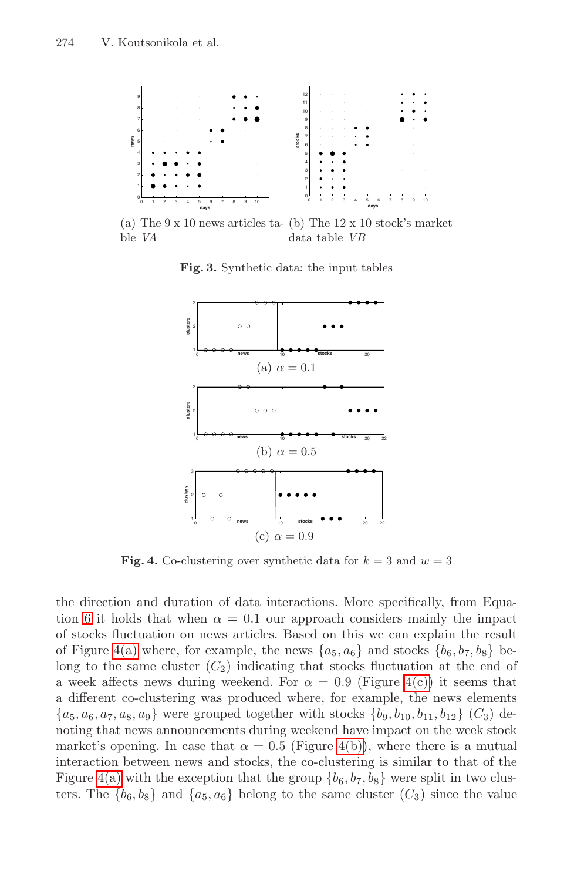(a) The 9 x 10 news articles table *VA*

(b) The 12 x 10 stock's market data table *VB*

**Fig. 3.** Synthetic data: the input tables

(a) $\alpha = 0.1$

(b) $\alpha = 0.5$

(c) $\alpha = 0.9$

**Fig. 4.** Co-clustering over synthetic data for $k = 3$ and $w = 3$

the direction and duration of data interactions. More specifically, from Equation 6 it holds that when $\alpha = 0.1$ our approach considers mainly the impact of stocks fluctuation on news articles. Based on this we can explain the result of Figure 4(a) where, for example, the news $\{a_5, a_6\}$ and stocks $\{b_6, b_7, b_8\}$ belong to the same cluster ($C_2$) indicating that stocks fluctuation at the end of a week affects news during weekend. For $\alpha = 0.9$ (Figure 4(c)) it seems that a different co-clustering was produced where, for example, the news elements $\{a_5, a_6, a_7, a_8, a_9\}$ were grouped together with stocks $\{b_9, b_{10}, b_{11}, b_{12}\}$ ($C_3$) denoting that news announcements during weekend have impact on the week stock market's opening. In case that $\alpha = 0.5$ (Figure 4(b)), where there is a mutual interaction between news and stocks, the co-clustering is similar to that of the Figure 4(a) with the exception that the group $\{b_6, b_7, b_8\}$ were split in two clusters. The $\{b_6, b_8\}$ and $\{a_5, a_6\}$ belong to the same cluster ($C_3$) since the value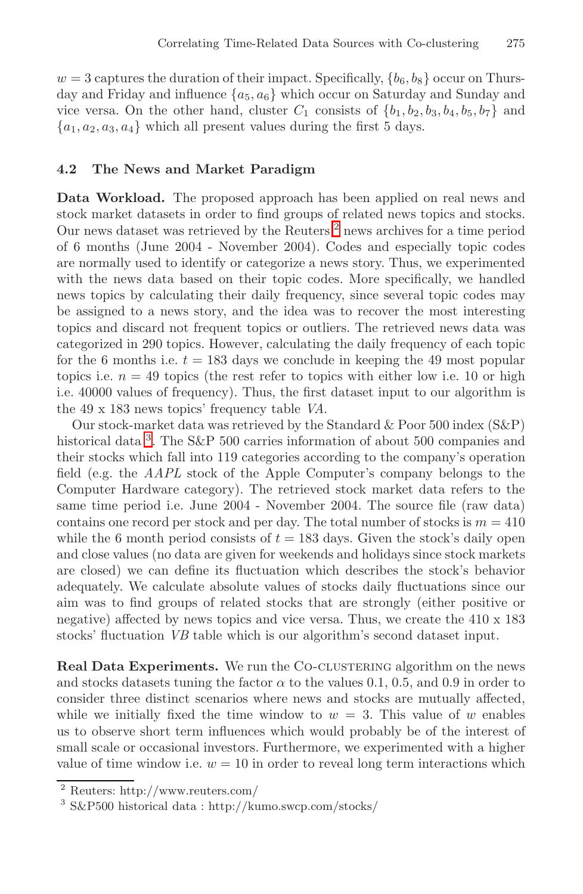$w = 3$ captures the duration of their impact. Specifically, $\{b_6, b_8\}$ occur on Thursday and Friday and influence $\{a_5, a_6\}$ which occur on Saturday and Sunday and vice versa. On the other hand, cluster $C_1$ consists of $\{b_1, b_2, b_3, b_4, b_5, b_7\}$ and $\{a_1, a_2, a_3, a_4\}$ which all present values during the first 5 days.

### 4.2 The News and Market Paradigm

**Data Workload.** The proposed approach has been applied on real news and stock market datasets in order to find groups of related news topics and stocks. Our news dataset was retrieved by the Reuters [2] news archives for a time period of 6 months (June 2004 - November 2004). Codes and especially topic codes are normally used to identify or categorize a news story. Thus, we experimented with the news data based on their topic codes. More specifically, we handled news topics by calculating their daily frequency, since several topic codes may be assigned to a news story, and the idea was to recover the most interesting topics and discard not frequent topics or outliers. The retrieved news data was categorized in 290 topics. However, calculating the daily frequency of each topic for the 6 months i.e. $t = 183$ days we conclude in keeping the 49 most popular topics i.e. $n = 49$ topics (the rest refer to topics with either low i.e. 10 or high i.e. 40000 values of frequency). Thus, the first dataset input to our algorithm is the 49 x 183 news topics' frequency table *VA*.

Our stock-market data was retrieved by the Standard & Poor 500 index (S&P) historical data [3]. The S&P 500 carries information of about 500 companies and their stocks which fall into 119 categories according to the company's operation field (e.g. the *AAPL* stock of the Apple Computer's company belongs to the Computer Hardware category). The retrieved stock market data refers to the same time period i.e. June 2004 - November 2004. The source file (raw data) contains one record per stock and per day. The total number of stocks is $m = 410$ while the 6 month period consists of $t = 183$ days. Given the stock's daily open and close values (no data are given for weekends and holidays since stock markets are closed) we can define its fluctuation which describes the stock's behavior adequately. We calculate absolute values of stocks daily fluctuations since our aim was to find groups of related stocks that are strongly (either positive or negative) affected by news topics and vice versa. Thus, we create the 410 x 183 stocks' fluctuation *VB* table which is our algorithm's second dataset input.

**Real Data Experiments.** We run the Co-clustering algorithm on the news and stocks datasets tuning the factor $\alpha$ to the values 0.1, 0.5, and 0.9 in order to consider three distinct scenarios where news and stocks are mutually affected, while we initially fixed the time window to $w = 3$. This value of $w$ enables us to observe short term influences which would probably be of the interest of small scale or occasional investors. Furthermore, we experimented with a higher value of time window i.e. $w = 10$ in order to reveal long term interactions which

[2] Reuters: http://www.reuters.com/

[3] S&P500 historical data : http://kumo.swcp.com/stocks/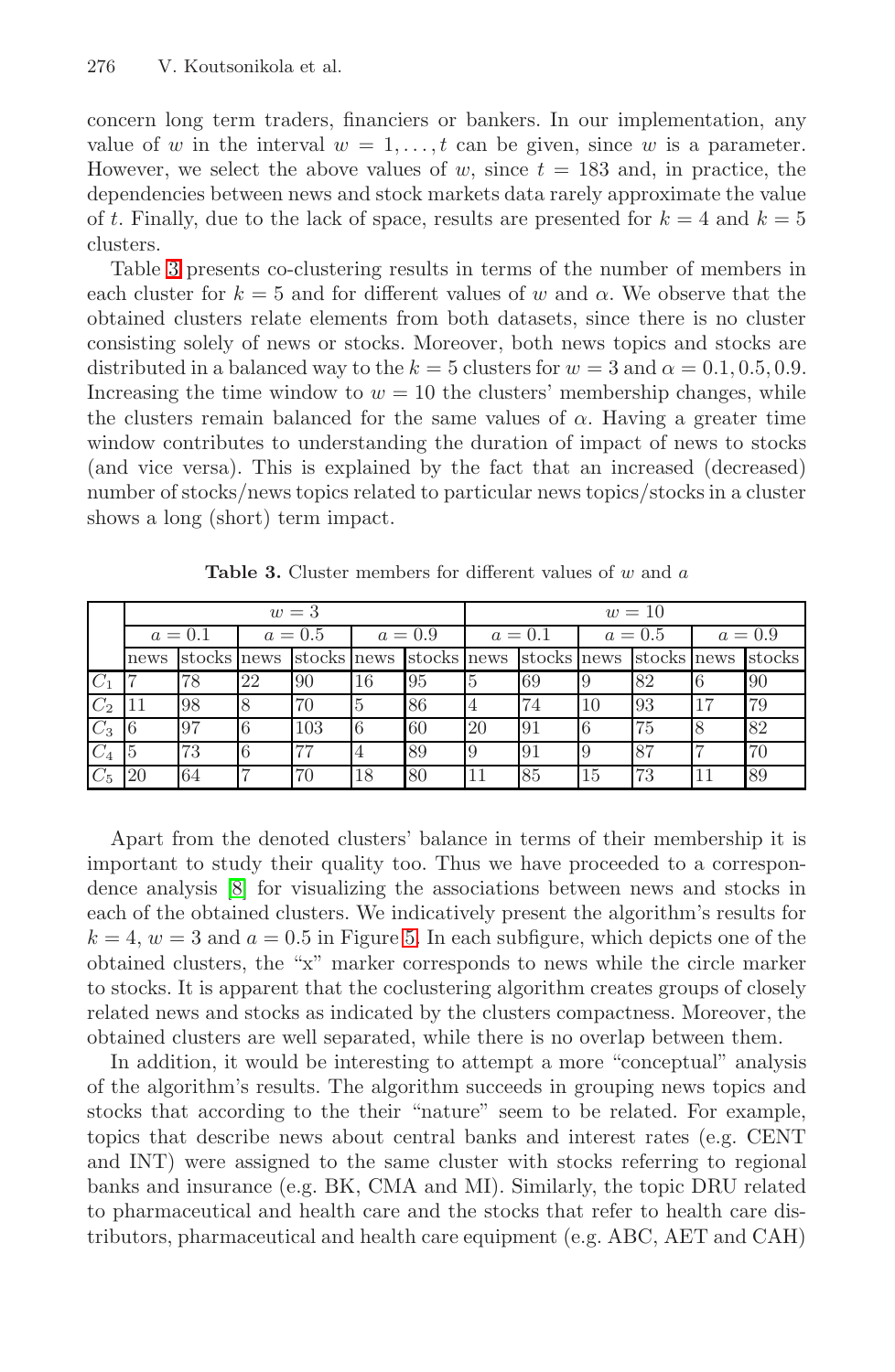concern long term traders, financiers or bankers. In our implementation, any value of $w$ in the interval $w = 1, \ldots, t$ can be given, since $w$ is a parameter. However, we select the above values of $w$, since $t = 183$ and, in practice, the dependencies between news and stock markets data rarely approximate the value of $t$. Finally, due to the lack of space, results are presented for $k = 4$ and $k = 5$ clusters.

Table 3 presents co-clustering results in terms of the number of members in each cluster for $k = 5$ and for different values of $w$ and $\alpha$. We observe that the obtained clusters relate elements from both datasets, since there is no cluster consisting solely of news or stocks. Moreover, both news topics and stocks are distributed in a balanced way to the $k = 5$ clusters for $w = 3$ and $\alpha = 0.1, 0.5, 0.9$. Increasing the time window to $w = 10$ the clusters' membership changes, while the clusters remain balanced for the same values of $\alpha$. Having a greater time window contributes to understanding the duration of impact of news to stocks (and vice versa). This is explained by the fact that an increased (decreased) number of stocks/news topics related to particular news topics/stocks in a cluster shows a long (short) term impact.

**Table 3.** Cluster members for different values of $w$ and $a$

| | $w = 3$ | | | | | | $w = 10$ | | | | | |
|---|---|---|---|---|---|---|---|---|---|---|---|---|
| | $a = 0.1$ | | $a = 0.5$ | | $a = 0.9$ | | $a = 0.1$ | | $a = 0.5$ | | $a = 0.9$ | |
| | news | stocks | news | stocks | news | stocks | news | stocks | news | stocks | news | stocks |
| $C_1$ | 7 | 78 | 22 | 90 | 16 | 95 | 5 | 69 | 9 | 82 | 6 | 90 |
| $C_2$ | 11 | 98 | 8 | 70 | 5 | 86 | 4 | 74 | 10 | 93 | 17 | 79 |
| $C_3$ | 6 | 97 | 6 | 103 | 6 | 60 | 20 | 91 | 6 | 75 | 8 | 82 |
| $C_4$ | 5 | 73 | 6 | 77 | 4 | 89 | 9 | 91 | 9 | 87 | 7 | 70 |
| $C_5$ | 20 | 64 | 7 | 70 | 18 | 80 | 11 | 85 | 15 | 73 | 11 | 89 |

Apart from the denoted clusters' balance in terms of their membership it is important to study their quality too. Thus we have proceeded to a correspondence analysis [8] for visualizing the associations between news and stocks in each of the obtained clusters. We indicatively present the algorithm's results for $k = 4$, $w = 3$ and $a = 0.5$ in Figure 5. In each subfigure, which depicts one of the obtained clusters, the "x" marker corresponds to news while the circle marker to stocks. It is apparent that the coclustering algorithm creates groups of closely related news and stocks as indicated by the clusters compactness. Moreover, the obtained clusters are well separated, while there is no overlap between them.

In addition, it would be interesting to attempt a more "conceptual" analysis of the algorithm's results. The algorithm succeeds in grouping news topics and stocks that according to the their "nature" seem to be related. For example, topics that describe news about central banks and interest rates (e.g. CENT and INT) were assigned to the same cluster with stocks referring to regional banks and insurance (e.g. BK, CMA and MI). Similarly, the topic DRU related to pharmaceutical and health care and the stocks that refer to health care distributors, pharmaceutical and health care equipment (e.g. ABC, AET and CAH)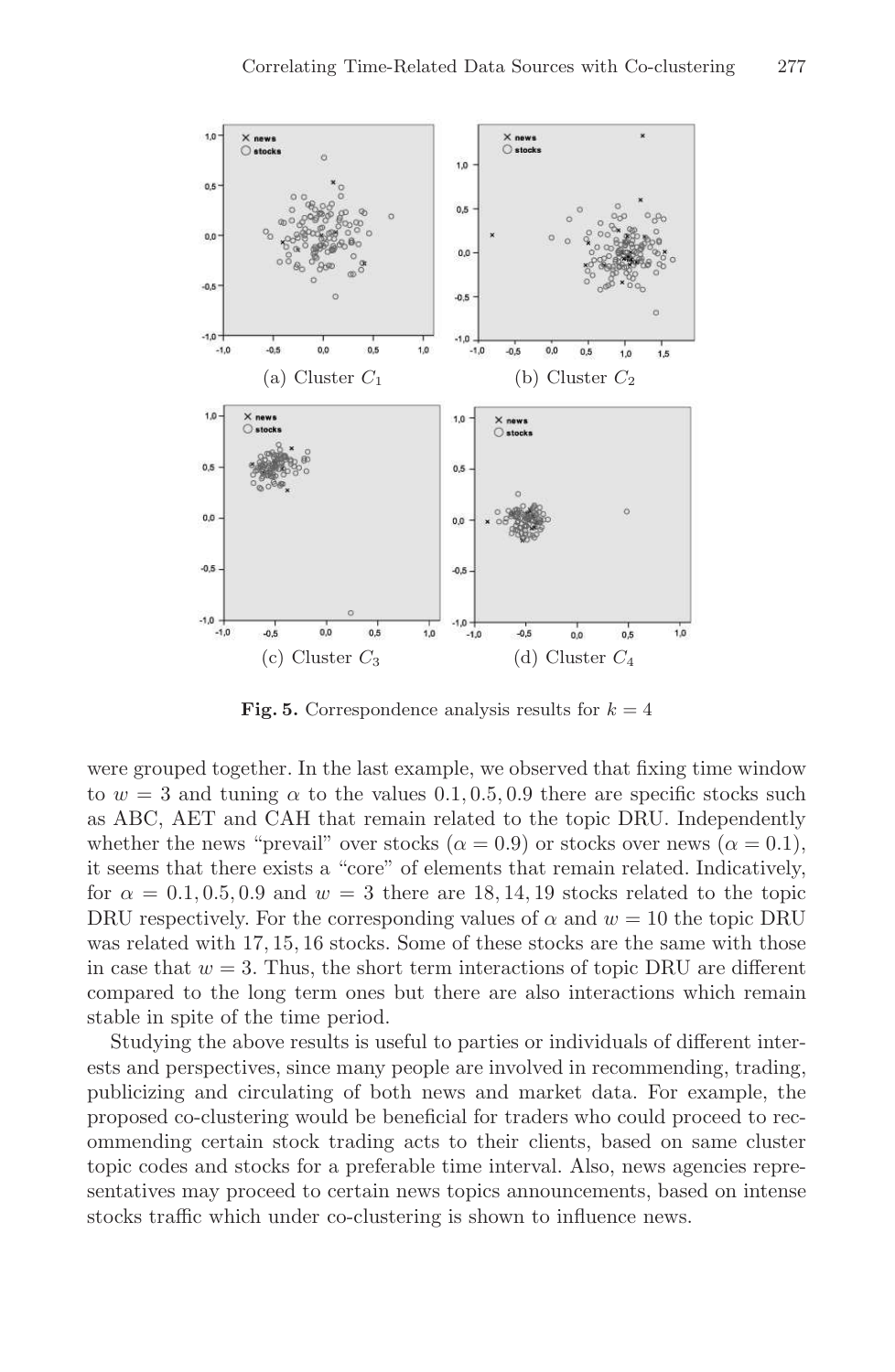(a) Cluster $C_1$

(b) Cluster $C_2$

(c) Cluster $C_3$

(d) Cluster $C_4$

**Fig. 5.** Correspondence analysis results for $k = 4$

were grouped together. In the last example, we observed that fixing time window to $w = 3$ and tuning $\alpha$ to the values $0.1, 0.5, 0.9$ there are specific stocks such as ABC, AET and CAH that remain related to the topic DRU. Independently whether the news "prevail" over stocks ($\alpha = 0.9$) or stocks over news ($\alpha = 0.1$), it seems that there exists a "core" of elements that remain related. Indicatively, for $\alpha = 0.1, 0.5, 0.9$ and $w = 3$ there are $18, 14, 19$ stocks related to the topic DRU respectively. For the corresponding values of $\alpha$ and $w = 10$ the topic DRU was related with $17, 15, 16$ stocks. Some of these stocks are the same with those in case that $w = 3$. Thus, the short term interactions of topic DRU are different compared to the long term ones but there are also interactions which remain stable in spite of the time period.

Studying the above results is useful to parties or individuals of different interests and perspectives, since many people are involved in recommending, trading, publicizing and circulating of both news and market data. For example, the proposed co-clustering would be beneficial for traders who could proceed to recommending certain stock trading acts to their clients, based on same cluster topic codes and stocks for a preferable time interval. Also, news agencies representatives may proceed to certain news topics announcements, based on intense stocks traffic which under co-clustering is shown to influence news.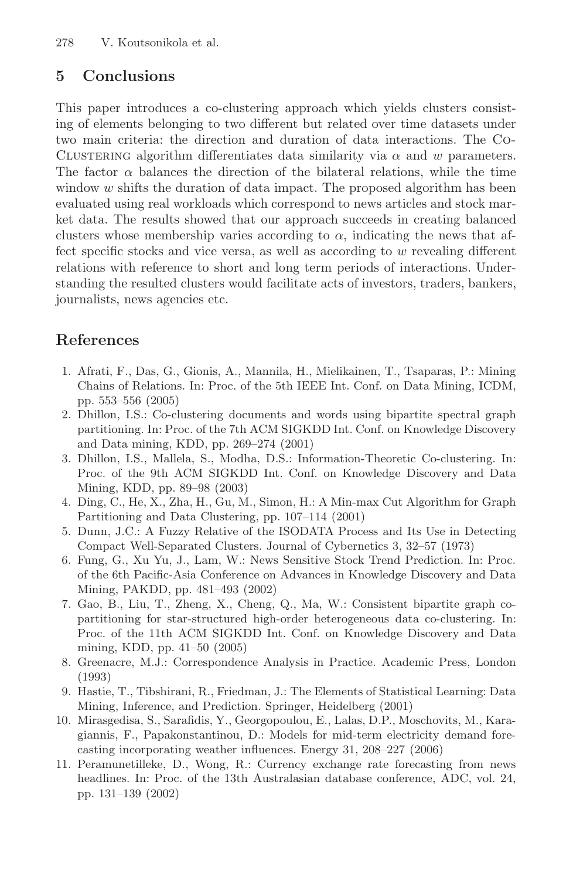## 5 Conclusions

This paper introduces a co-clustering approach which yields clusters consisting of elements belonging to two different but related over time datasets under two main criteria: the direction and duration of data interactions. The Co-Clustering algorithm differentiates data similarity via $\alpha$ and $w$ parameters. The factor $\alpha$ balances the direction of the bilateral relations, while the time window $w$ shifts the duration of data impact. The proposed algorithm has been evaluated using real workloads which correspond to news articles and stock market data. The results showed that our approach succeeds in creating balanced clusters whose membership varies according to $\alpha$, indicating the news that affect specific stocks and vice versa, as well as according to $w$ revealing different relations with reference to short and long term periods of interactions. Understanding the resulted clusters would facilitate acts of investors, traders, bankers, journalists, news agencies etc.

## References

1. Afrati, F., Das, G., Gionis, A., Mannila, H., Mielikainen, T., Tsaparas, P.: Mining Chains of Relations. In: Proc. of the 5th IEEE Int. Conf. on Data Mining, ICDM, pp. 553–556 (2005)
2. Dhillon, I.S.: Co-clustering documents and words using bipartite spectral graph partitioning. In: Proc. of the 7th ACM SIGKDD Int. Conf. on Knowledge Discovery and Data mining, KDD, pp. 269–274 (2001)
3. Dhillon, I.S., Mallela, S., Modha, D.S.: Information-Theoretic Co-clustering. In: Proc. of the 9th ACM SIGKDD Int. Conf. on Knowledge Discovery and Data Mining, KDD, pp. 89–98 (2003)
4. Ding, C., He, X., Zha, H., Gu, M., Simon, H.: A Min-max Cut Algorithm for Graph Partitioning and Data Clustering, pp. 107–114 (2001)
5. Dunn, J.C.: A Fuzzy Relative of the ISODATA Process and Its Use in Detecting Compact Well-Separated Clusters. Journal of Cybernetics 3, 32–57 (1973)
6. Fung, G., Xu Yu, J., Lam, W.: News Sensitive Stock Trend Prediction. In: Proc. of the 6th Pacific-Asia Conference on Advances in Knowledge Discovery and Data Mining, PAKDD, pp. 481–493 (2002)
7. Gao, B., Liu, T., Zheng, X., Cheng, Q., Ma, W.: Consistent bipartite graph co-partitioning for star-structured high-order heterogeneous data co-clustering. In: Proc. of the 11th ACM SIGKDD Int. Conf. on Knowledge Discovery and Data mining, KDD, pp. 41–50 (2005)
8. Greenacre, M.J.: Correspondence Analysis in Practice. Academic Press, London (1993)
9. Hastie, T., Tibshirani, R., Friedman, J.: The Elements of Statistical Learning: Data Mining, Inference, and Prediction. Springer, Heidelberg (2001)
10. Mirasgedisa, S., Sarafidis, Y., Georgopoulou, E., Lalas, D.P., Moschovits, M., Karagiannis, F., Papakonstantinou, D.: Models for mid-term electricity demand forecasting incorporating weather influences. Energy 31, 208–227 (2006)
11. Peramunetilleke, D., Wong, R.: Currency exchange rate forecasting from news headlines. In: Proc. of the 13th Australasian database conference, ADC, vol. 24, pp. 131–139 (2002)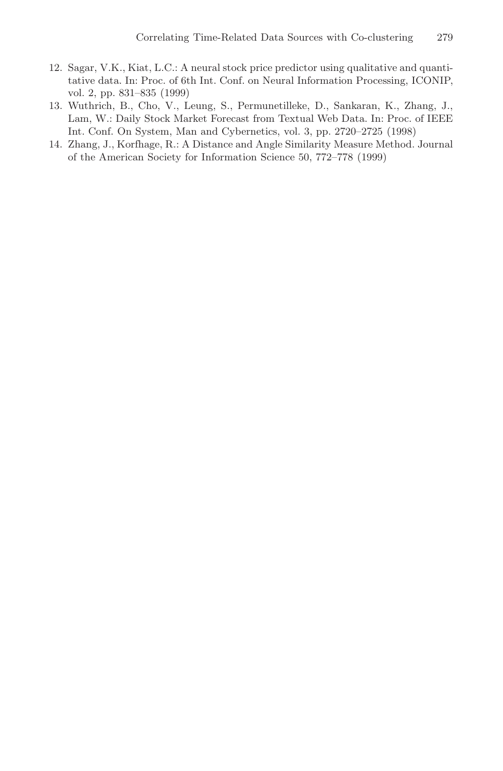12. Sagar, V.K., Kiat, L.C.: A neural stock price predictor using qualitative and quantitative data. In: Proc. of 6th Int. Conf. on Neural Information Processing, ICONIP, vol. 2, pp. 831–835 (1999)
13. Wuthrich, B., Cho, V., Leung, S., Permunetilleke, D., Sankaran, K., Zhang, J., Lam, W.: Daily Stock Market Forecast from Textual Web Data. In: Proc. of IEEE Int. Conf. On System, Man and Cybernetics, vol. 3, pp. 2720–2725 (1998)
14. Zhang, J., Korfhage, R.: A Distance and Angle Similarity Measure Method. Journal of the American Society for Information Science 50, 772–778 (1999)